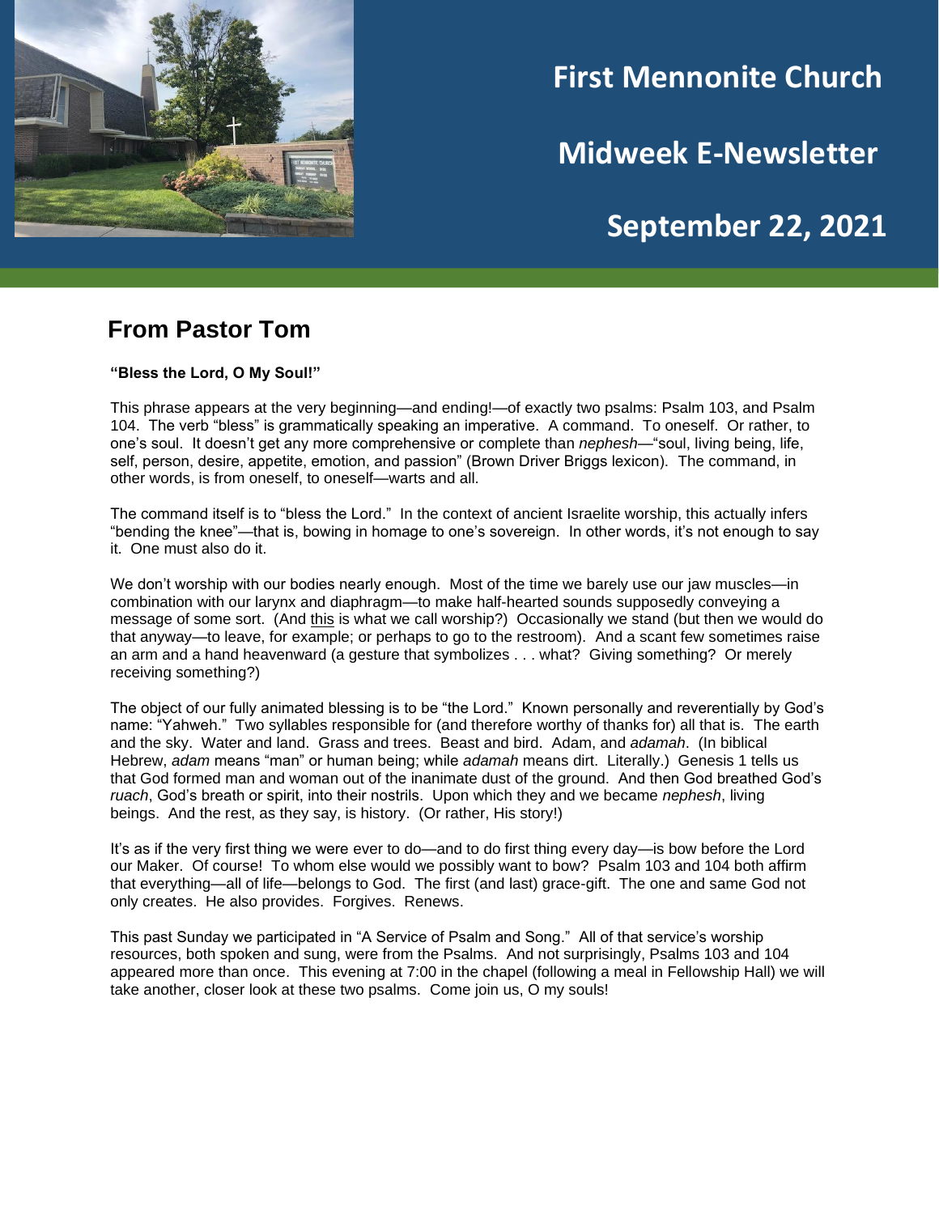# First Mennonite Church

# Midweek E-Newsletter

# September 22, 2021

## From Pastor Tom

**"Bless the Lord, O My Soul!"**

This phrase appears at the very beginning—and ending!—of exactly two psalms: Psalm 103, and Psalm 104. The verb "bless" is grammatically speaking an imperative. A command. To oneself. Or rather, to one's soul. It doesn't get any more comprehensive or complete than *nephesh*—"soul, living being, life, self, person, desire, appetite, emotion, and passion" (Brown Driver Briggs lexicon). The command, in other words, is from oneself, to oneself—warts and all.

The command itself is to "bless the Lord." In the context of ancient Israelite worship, this actually infers "bending the knee"—that is, bowing in homage to one's sovereign. In other words, it's not enough to say it. One must also do it.

We don't worship with our bodies nearly enough. Most of the time we barely use our jaw muscles—in combination with our larynx and diaphragm—to make half-hearted sounds supposedly conveying a message of some sort. (And this is what we call worship?) Occasionally we stand (but then we would do that anyway—to leave, for example; or perhaps to go to the restroom). And a scant few sometimes raise an arm and a hand heavenward (a gesture that symbolizes . . . what? Giving something? Or merely receiving something?)

The object of our fully animated blessing is to be "the Lord." Known personally and reverentially by God's name: "Yahweh." Two syllables responsible for (and therefore worthy of thanks for) all that is. The earth and the sky. Water and land. Grass and trees. Beast and bird. Adam, and *adamah*. (In biblical Hebrew, *adam* means "man" or human being; while *adamah* means dirt. Literally.) Genesis 1 tells us that God formed man and woman out of the inanimate dust of the ground. And then God breathed God's *ruach*, God's breath or spirit, into their nostrils. Upon which they and we became *nephesh*, living beings. And the rest, as they say, is history. (Or rather, His story!)

It's as if the very first thing we were ever to do—and to do first thing every day—is bow before the Lord our Maker. Of course! To whom else would we possibly want to bow? Psalm 103 and 104 both affirm that everything—all of life—belongs to God. The first (and last) grace-gift. The one and same God not only creates. He also provides. Forgives. Renews.

This past Sunday we participated in "A Service of Psalm and Song." All of that service's worship resources, both spoken and sung, were from the Psalms. And not surprisingly, Psalms 103 and 104 appeared more than once. This evening at 7:00 in the chapel (following a meal in Fellowship Hall) we will take another, closer look at these two psalms. Come join us, O my souls!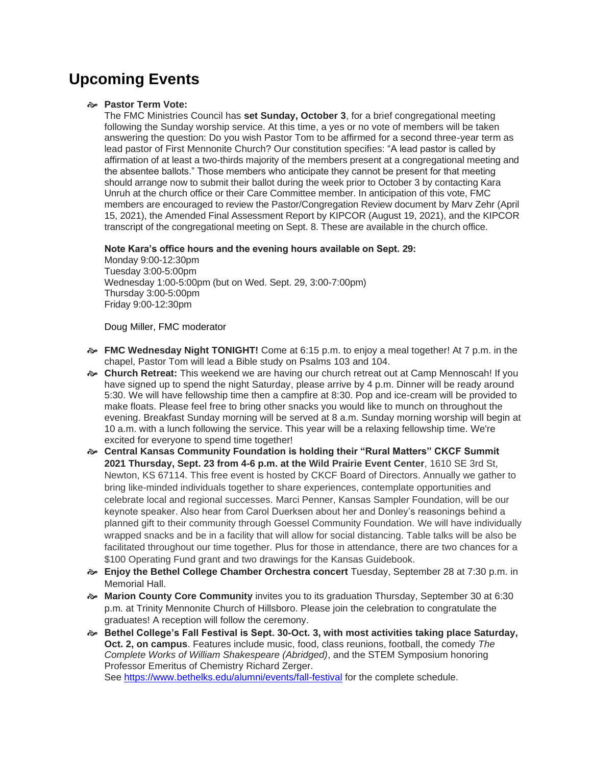## Upcoming Events

- **Pastor Term Vote:**
  The FMC Ministries Council has **set Sunday, October 3**, for a brief congregational meeting following the Sunday worship service. At this time, a yes or no vote of members will be taken answering the question: Do you wish Pastor Tom to be affirmed for a second three-year term as lead pastor of First Mennonite Church? Our constitution specifies: "A lead pastor is called by affirmation of at least a two-thirds majority of the members present at a congregational meeting and the absentee ballots." Those members who anticipate they cannot be present for that meeting should arrange now to submit their ballot during the week prior to October 3 by contacting Kara Unruh at the church office or their Care Committee member. In anticipation of this vote, FMC members are encouraged to review the Pastor/Congregation Review document by Marv Zehr (April 15, 2021), the Amended Final Assessment Report by KIPCOR (August 19, 2021), and the KIPCOR transcript of the congregational meeting on Sept. 8. These are available in the church office.

  **Note Kara's office hours and the evening hours available on Sept. 29:**
  Monday 9:00-12:30pm
  Tuesday 3:00-5:00pm
  Wednesday 1:00-5:00pm (but on Wed. Sept. 29, 3:00-7:00pm)
  Thursday 3:00-5:00pm
  Friday 9:00-12:30pm

  Doug Miller, FMC moderator

- **FMC Wednesday Night TONIGHT!** Come at 6:15 p.m. to enjoy a meal together! At 7 p.m. in the chapel, Pastor Tom will lead a Bible study on Psalms 103 and 104.
- **Church Retreat:** This weekend we are having our church retreat out at Camp Mennoscah! If you have signed up to spend the night Saturday, please arrive by 4 p.m. Dinner will be ready around 5:30. We will have fellowship time then a campfire at 8:30. Pop and ice-cream will be provided to make floats. Please feel free to bring other snacks you would like to munch on throughout the evening. Breakfast Sunday morning will be served at 8 a.m. Sunday morning worship will begin at 10 a.m. with a lunch following the service. This year will be a relaxing fellowship time. We're excited for everyone to spend time together!
- **Central Kansas Community Foundation is holding their "Rural Matters" CKCF Summit 2021 Thursday, Sept. 23 from 4-6 p.m. at the Wild Prairie Event Center**, 1610 SE 3rd St, Newton, KS 67114. This free event is hosted by CKCF Board of Directors. Annually we gather to bring like-minded individuals together to share experiences, contemplate opportunities and celebrate local and regional successes. Marci Penner, Kansas Sampler Foundation, will be our keynote speaker. Also hear from Carol Duerksen about her and Donley's reasonings behind a planned gift to their community through Goessel Community Foundation. We will have individually wrapped snacks and be in a facility that will allow for social distancing. Table talks will be also be facilitated throughout our time together. Plus for those in attendance, there are two chances for a $100 Operating Fund grant and two drawings for the Kansas Guidebook.
- **Enjoy the Bethel College Chamber Orchestra concert** Tuesday, September 28 at 7:30 p.m. in Memorial Hall.
- **Marion County Core Community** invites you to its graduation Thursday, September 30 at 6:30 p.m. at Trinity Mennonite Church of Hillsboro. Please join the celebration to congratulate the graduates! A reception will follow the ceremony.
- **Bethel College's Fall Festival is Sept. 30-Oct. 3, with most activities taking place Saturday, Oct. 2, on campus**. Features include music, food, class reunions, football, the comedy *The Complete Works of William Shakespeare (Abridged)*, and the STEM Symposium honoring Professor Emeritus of Chemistry Richard Zerger.
  See https://www.bethelks.edu/alumni/events/fall-festival for the complete schedule.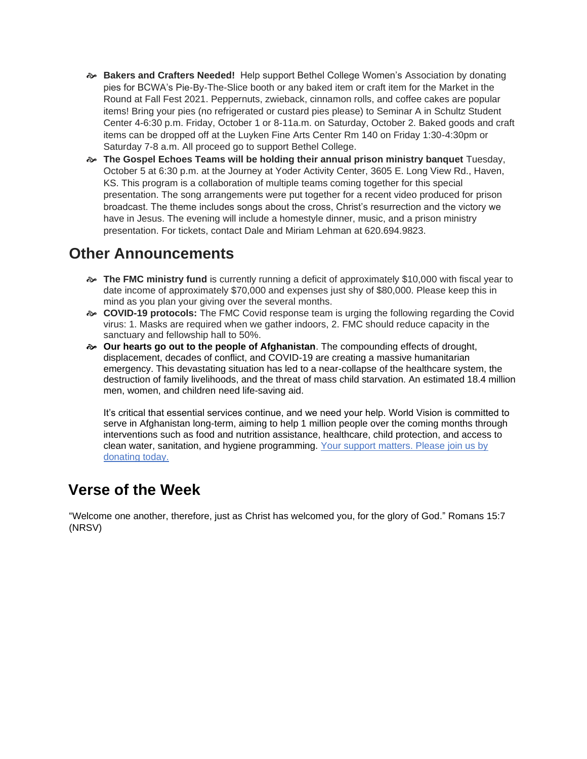- **Bakers and Crafters Needed!** Help support Bethel College Women's Association by donating pies for BCWA's Pie-By-The-Slice booth or any baked item or craft item for the Market in the Round at Fall Fest 2021. Peppernuts, zwieback, cinnamon rolls, and coffee cakes are popular items! Bring your pies (no refrigerated or custard pies please) to Seminar A in Schultz Student Center 4-6:30 p.m. Friday, October 1 or 8-11a.m. on Saturday, October 2. Baked goods and craft items can be dropped off at the Luyken Fine Arts Center Rm 140 on Friday 1:30-4:30pm or Saturday 7-8 a.m. All proceed go to support Bethel College.
- **The Gospel Echoes Teams will be holding their annual prison ministry banquet** Tuesday, October 5 at 6:30 p.m. at the Journey at Yoder Activity Center, 3605 E. Long View Rd., Haven, KS. This program is a collaboration of multiple teams coming together for this special presentation. The song arrangements were put together for a recent video produced for prison broadcast. The theme includes songs about the cross, Christ's resurrection and the victory we have in Jesus. The evening will include a homestyle dinner, music, and a prison ministry presentation. For tickets, contact Dale and Miriam Lehman at 620.694.9823.

## Other Announcements

- **The FMC ministry fund** is currently running a deficit of approximately $10,000 with fiscal year to date income of approximately $70,000 and expenses just shy of $80,000. Please keep this in mind as you plan your giving over the several months.
- **COVID-19 protocols:** The FMC Covid response team is urging the following regarding the Covid virus: 1. Masks are required when we gather indoors, 2. FMC should reduce capacity in the sanctuary and fellowship hall to 50%.
- **Our hearts go out to the people of Afghanistan**. The compounding effects of drought, displacement, decades of conflict, and COVID-19 are creating a massive humanitarian emergency. This devastating situation has led to a near-collapse of the healthcare system, the destruction of family livelihoods, and the threat of mass child starvation. An estimated 18.4 million men, women, and children need life-saving aid.

  It's critical that essential services continue, and we need your help. World Vision is committed to serve in Afghanistan long-term, aiming to help 1 million people over the coming months through interventions such as food and nutrition assistance, healthcare, child protection, and access to clean water, sanitation, and hygiene programming. Your support matters. Please join us by donating today.

## Verse of the Week

"Welcome one another, therefore, just as Christ has welcomed you, for the glory of God." Romans 15:7 (NRSV)